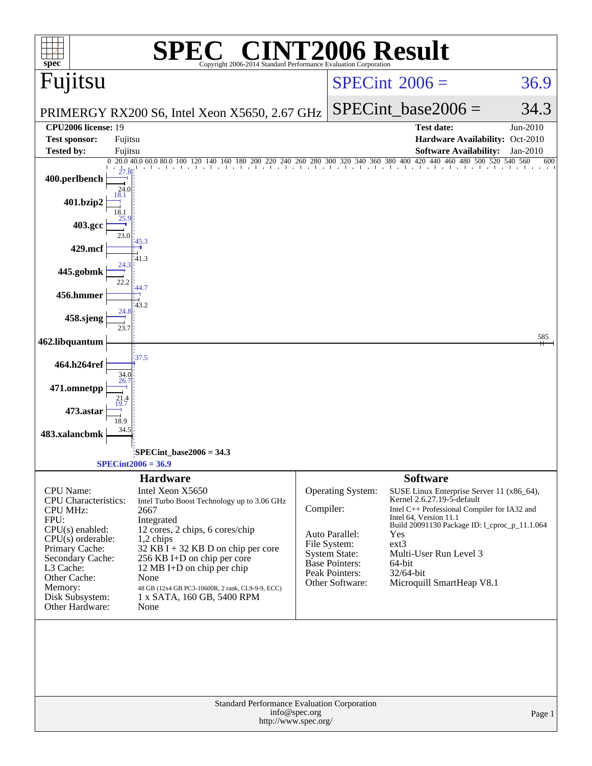# SPEC CINT2006 Result

Copyright 2006-2014 Standard Performance Evaluation Corporation

## Fujitsu

PRIMERGY RX200 S6, Intel Xeon X5650, 2.67 GHz

SPECint 2006 = 36.9

SPECint_base2006 = 34.3

| | | | |
|---|---|---|---|
| **CPU2006 license:** 19 | | **Test date:** | Jun-2010 |
| **Test sponsor:** | Fujitsu | **Hardware Availability:** | Oct-2010 |
| **Tested by:** | Fujitsu | **Software Availability:** | Jan-2010 |

| Benchmark | Base | Peak |
|---|---|---|
| 400.perlbench | 24.0 | 27.8 |
| 401.bzip2 | 18.1 | 18.1 |
| 403.gcc | 23.0 | 25.9 |
| 429.mcf | 41.3 | 45.3 |
| 445.gobmk | 22.2 | 24.3 |
| 456.hmmer | 43.2 | 44.7 |
| 458.sjeng | 23.7 | 24.8 |
| 462.libquantum | 585 | 585 |
| 464.h264ref | 34.0 | 37.5 |
| 471.omnetpp | 21.4 | 26.7 |
| 473.astar | 18.9 | 19.7 |
| 483.xalancbmk | 34.5 | 34.5 |

SPECint_base2006 = 34.3

SPECint2006 = 36.9

### Hardware

| | |
|---|---|
| CPU Name: | Intel Xeon X5650 |
| CPU Characteristics: | Intel Turbo Boost Technology up to 3.06 GHz |
| CPU MHz: | 2667 |
| FPU: | Integrated |
| CPU(s) enabled: | 12 cores, 2 chips, 6 cores/chip |
| CPU(s) orderable: | 1,2 chips |
| Primary Cache: | 32 KB I + 32 KB D on chip per core |
| Secondary Cache: | 256 KB I+D on chip per core |
| L3 Cache: | 12 MB I+D on chip per chip |
| Other Cache: | None |
| Memory: | 48 GB (12x4 GB PC3-10600R, 2 rank, CL9-9-9, ECC) |
| Disk Subsystem: | 1 x SATA, 160 GB, 5400 RPM |
| Other Hardware: | None |

### Software

| | |
|---|---|
| Operating System: | SUSE Linux Enterprise Server 11 (x86_64), Kernel 2.6.27.19-5-default |
| Compiler: | Intel C++ Professional Compiler for IA32 and Intel 64, Version 11.1 Build 20091130 Package ID: l_cproc_p_11.1.064 |
| Auto Parallel: | Yes |
| File System: | ext3 |
| System State: | Multi-User Run Level 3 |
| Base Pointers: | 64-bit |
| Peak Pointers: | 32/64-bit |
| Other Software: | Microquill SmartHeap V8.1 |

Standard Performance Evaluation Corporation
info@spec.org
http://www.spec.org/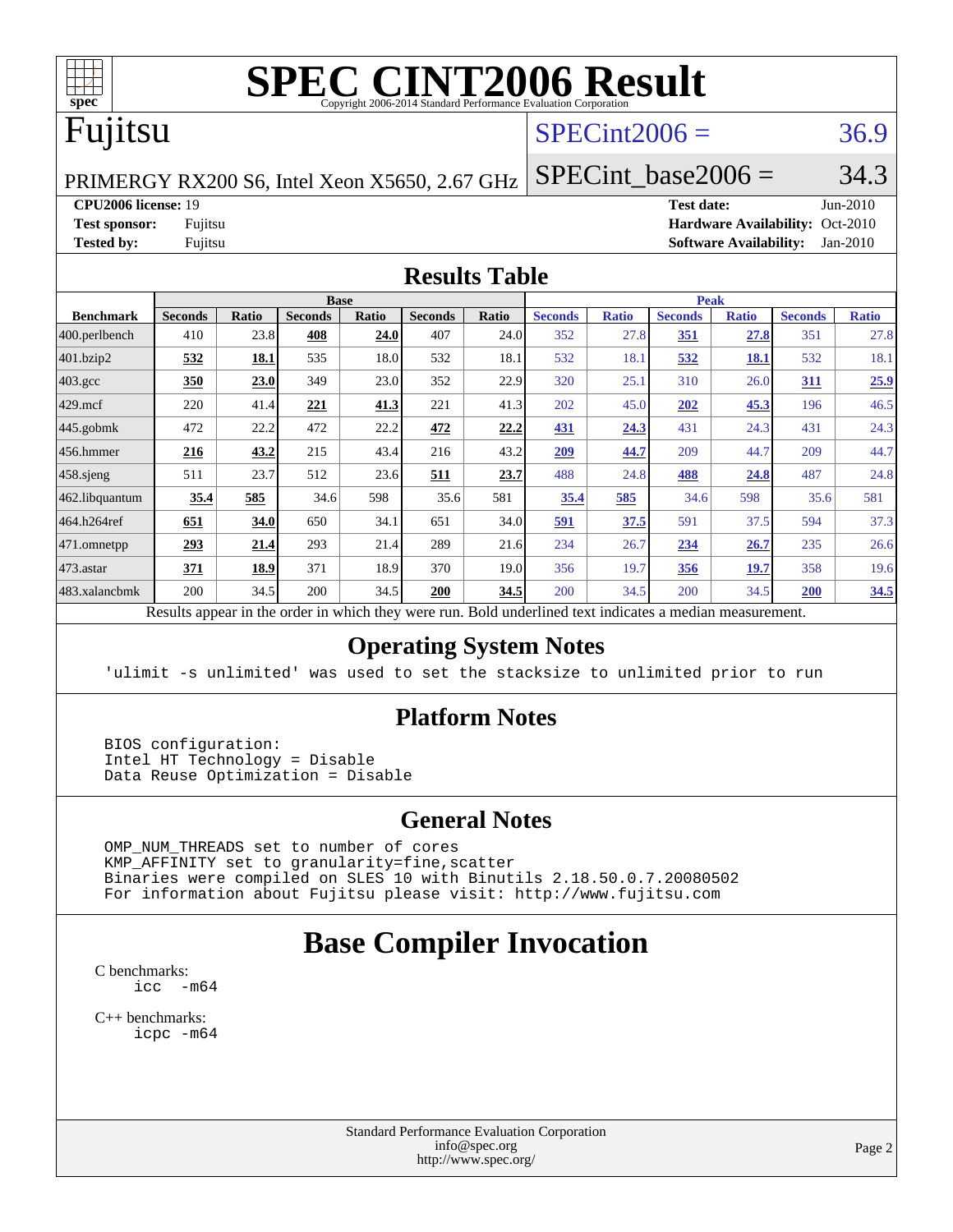# SPEC CINT2006 Result

Copyright 2006-2014 Standard Performance Evaluation Corporation

## Fujitsu

PRIMERGY RX200 S6, Intel Xeon X5650, 2.67 GHz

SPECint2006 = 36.9

SPECint_base2006 = 34.3

| | | | |
|---|---|---|---|
| **CPU2006 license:** 19 | | **Test date:** | Jun-2010 |
| **Test sponsor:** | Fujitsu | **Hardware Availability:** | Oct-2010 |
| **Tested by:** | Fujitsu | **Software Availability:** | Jan-2010 |

## Results Table

| | Base | | | | | | Peak | | | | | |
|---|---|---|---|---|---|---|---|---|---|---|---|---|
| **Benchmark** | **Seconds** | **Ratio** | **Seconds** | **Ratio** | **Seconds** | **Ratio** | **Seconds** | **Ratio** | **Seconds** | **Ratio** | **Seconds** | **Ratio** |
| 400.perlbench | 410 | 23.8 | **408** | **24.0** | 407 | 24.0 | 352 | 27.8 | **351** | **27.8** | 351 | 27.8 |
| 401.bzip2 | **532** | **18.1** | 535 | 18.0 | 532 | 18.1 | 532 | 18.1 | **532** | **18.1** | 532 | 18.1 |
| 403.gcc | **350** | **23.0** | 349 | 23.0 | 352 | 22.9 | 320 | 25.1 | 310 | 26.0 | **311** | **25.9** |
| 429.mcf | 220 | 41.4 | **221** | **41.3** | 221 | 41.3 | 202 | 45.0 | **202** | **45.3** | 196 | 46.5 |
| 445.gobmk | 472 | 22.2 | 472 | 22.2 | **472** | **22.2** | **431** | **24.3** | 431 | 24.3 | 431 | 24.3 |
| 456.hmmer | **216** | **43.2** | 215 | 43.4 | 216 | 43.2 | **209** | **44.7** | 209 | 44.7 | 209 | 44.7 |
| 458.sjeng | 511 | 23.7 | 512 | 23.6 | **511** | **23.7** | 488 | 24.8 | **488** | **24.8** | 487 | 24.8 |
| 462.libquantum | **35.4** | **585** | 34.6 | 598 | 35.6 | 581 | **35.4** | **585** | 34.6 | 598 | 35.6 | 581 |
| 464.h264ref | **651** | **34.0** | 650 | 34.1 | 651 | 34.0 | **591** | **37.5** | 591 | 37.5 | 594 | 37.3 |
| 471.omnetpp | **293** | **21.4** | 293 | 21.4 | 289 | 21.6 | 234 | 26.7 | **234** | **26.7** | 235 | 26.6 |
| 473.astar | **371** | **18.9** | 371 | 18.9 | 370 | 19.0 | 356 | 19.7 | **356** | **19.7** | 358 | 19.6 |
| 483.xalancbmk | 200 | 34.5 | 200 | 34.5 | **200** | **34.5** | 200 | 34.5 | 200 | 34.5 | **200** | **34.5** |

Results appear in the order in which they were run. Bold underlined text indicates a median measurement.

## Operating System Notes

```
'ulimit -s unlimited' was used to set the stacksize to unlimited prior to run
```

## Platform Notes

```
BIOS configuration:
Intel HT Technology = Disable
Data Reuse Optimization = Disable
```

## General Notes

```
OMP_NUM_THREADS set to number of cores
KMP_AFFINITY set to granularity=fine,scatter
Binaries were compiled on SLES 10 with Binutils 2.18.50.0.7.20080502
For information about Fujitsu please visit: http://www.fujitsu.com
```

# Base Compiler Invocation

C benchmarks:
```
icc  -m64
```

C++ benchmarks:
```
icpc -m64
```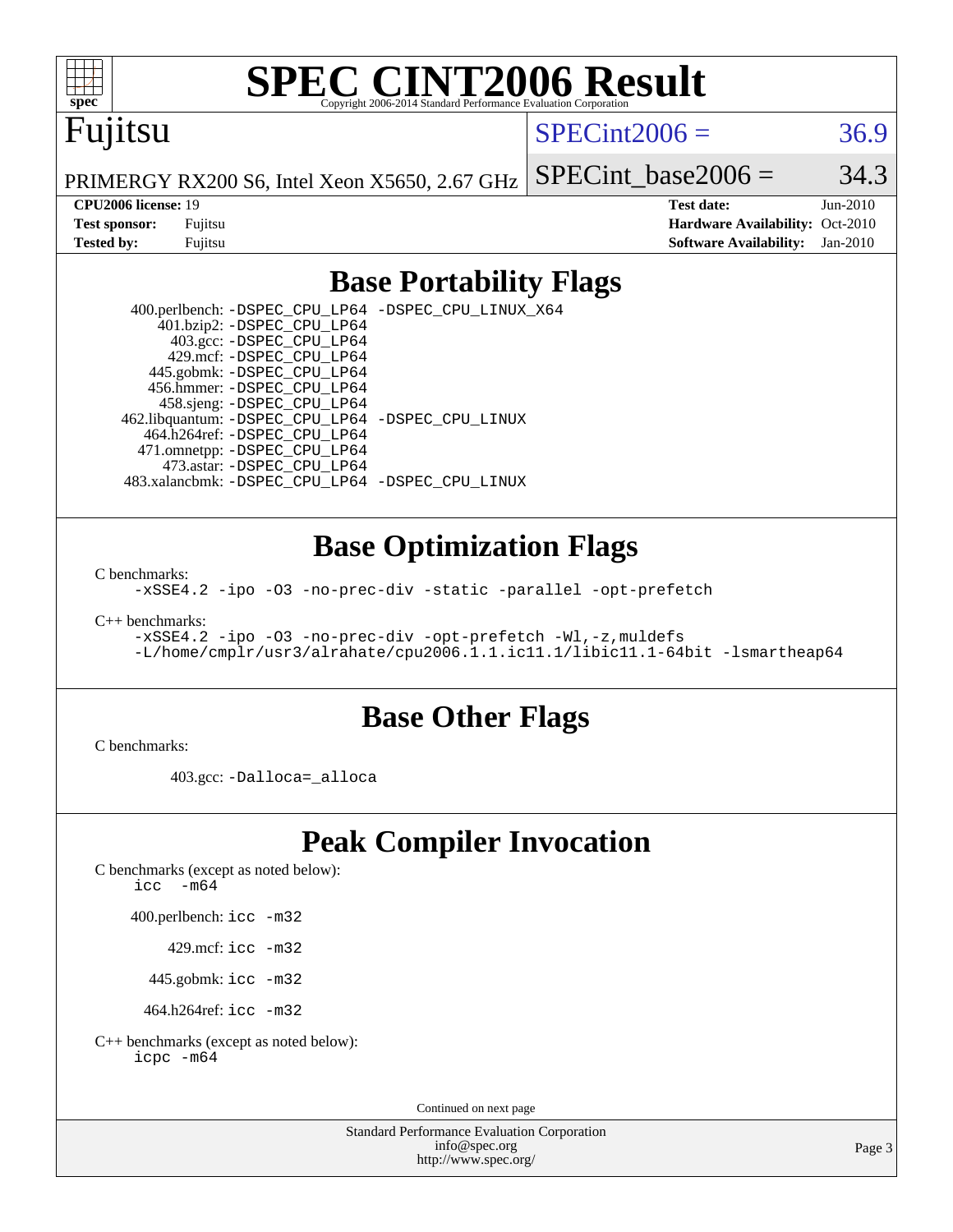# SPEC CINT2006 Result

Copyright 2006-2014 Standard Performance Evaluation Corporation

## Fujitsu

PRIMERGY RX200 S6, Intel Xeon X5650, 2.67 GHz

SPECint2006 = 36.9

SPECint_base2006 = 34.3

| | | | |
|---|---|---|---|
| **CPU2006 license:** | 19 | **Test date:** | Jun-2010 |
| **Test sponsor:** | Fujitsu | **Hardware Availability:** | Oct-2010 |
| **Tested by:** | Fujitsu | **Software Availability:** | Jan-2010 |

## Base Portability Flags

400.perlbench: `-DSPEC_CPU_LP64 -DSPEC_CPU_LINUX_X64`
401.bzip2: `-DSPEC_CPU_LP64`
403.gcc: `-DSPEC_CPU_LP64`
429.mcf: `-DSPEC_CPU_LP64`
445.gobmk: `-DSPEC_CPU_LP64`
456.hmmer: `-DSPEC_CPU_LP64`
458.sjeng: `-DSPEC_CPU_LP64`
462.libquantum: `-DSPEC_CPU_LP64 -DSPEC_CPU_LINUX`
464.h264ref: `-DSPEC_CPU_LP64`
471.omnetpp: `-DSPEC_CPU_LP64`
473.astar: `-DSPEC_CPU_LP64`
483.xalancbmk: `-DSPEC_CPU_LP64 -DSPEC_CPU_LINUX`

## Base Optimization Flags

C benchmarks:

```
-xSSE4.2 -ipo -O3 -no-prec-div -static -parallel -opt-prefetch
```

C++ benchmarks:

```
-xSSE4.2 -ipo -O3 -no-prec-div -opt-prefetch -Wl,-z,muldefs
-L/home/cmplr/usr3/alrahate/cpu2006.1.1.ic11.1/libic11.1-64bit -lsmartheap64
```

## Base Other Flags

C benchmarks:

403.gcc: `-Dalloca=_alloca`

## Peak Compiler Invocation

C benchmarks (except as noted below):
`icc -m64`

400.perlbench: `icc -m32`

429.mcf: `icc -m32`

445.gobmk: `icc -m32`

464.h264ref: `icc -m32`

C++ benchmarks (except as noted below):
`icpc -m64`

Continued on next page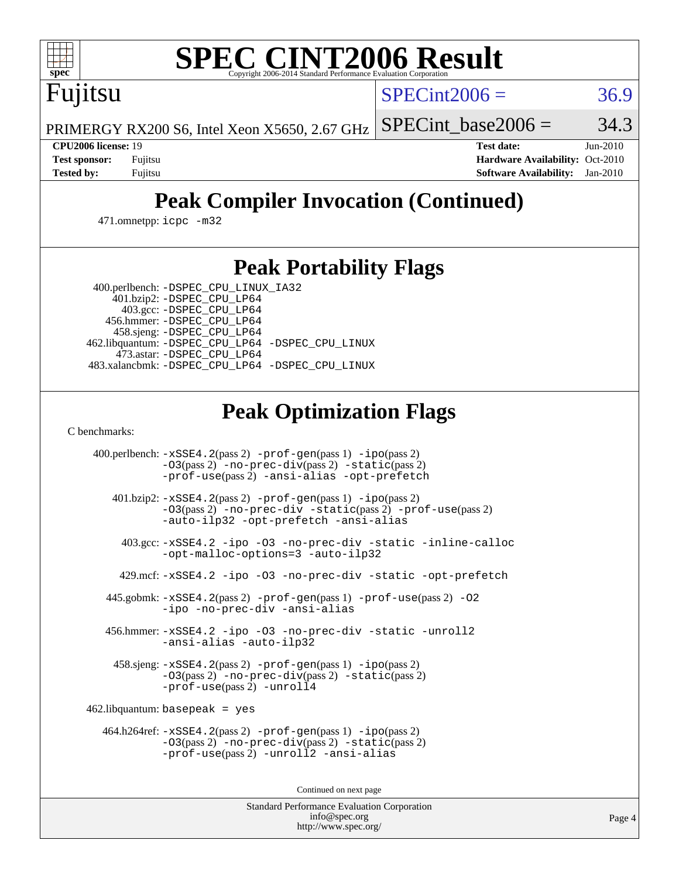# SPEC CINT2006 Result

Copyright 2006-2014 Standard Performance Evaluation Corporation

**Fujitsu**

PRIMERGY RX200 S6, Intel Xeon X5650, 2.67 GHz

SPECint2006 = 36.9

SPECint_base2006 = 34.3

**CPU2006 license:** 19
**Test sponsor:** Fujitsu
**Tested by:** Fujitsu

**Test date:** Jun-2010
**Hardware Availability:** Oct-2010
**Software Availability:** Jan-2010

## Peak Compiler Invocation (Continued)

471.omnetpp: icpc -m32

## Peak Portability Flags

400.perlbench: -DSPEC_CPU_LINUX_IA32
401.bzip2: -DSPEC_CPU_LP64
403.gcc: -DSPEC_CPU_LP64
456.hmmer: -DSPEC_CPU_LP64
458.sjeng: -DSPEC_CPU_LP64
462.libquantum: -DSPEC_CPU_LP64 -DSPEC_CPU_LINUX
473.astar: -DSPEC_CPU_LP64
483.xalancbmk: -DSPEC_CPU_LP64 -DSPEC_CPU_LINUX

## Peak Optimization Flags

C benchmarks:

400.perlbench: -xSSE4.2(pass 2) -prof-gen(pass 1) -ipo(pass 2) -O3(pass 2) -no-prec-div(pass 2) -static(pass 2) -prof-use(pass 2) -ansi-alias -opt-prefetch

401.bzip2: -xSSE4.2(pass 2) -prof-gen(pass 1) -ipo(pass 2) -O3(pass 2) -no-prec-div -static(pass 2) -prof-use(pass 2) -auto-ilp32 -opt-prefetch -ansi-alias

403.gcc: -xSSE4.2 -ipo -O3 -no-prec-div -static -inline-calloc -opt-malloc-options=3 -auto-ilp32

429.mcf: -xSSE4.2 -ipo -O3 -no-prec-div -static -opt-prefetch

445.gobmk: -xSSE4.2(pass 2) -prof-gen(pass 1) -prof-use(pass 2) -O2 -ipo -no-prec-div -ansi-alias

456.hmmer: -xSSE4.2 -ipo -O3 -no-prec-div -static -unroll2 -ansi-alias -auto-ilp32

458.sjeng: -xSSE4.2(pass 2) -prof-gen(pass 1) -ipo(pass 2) -O3(pass 2) -no-prec-div(pass 2) -static(pass 2) -prof-use(pass 2) -unroll4

462.libquantum: basepeak = yes

464.h264ref: -xSSE4.2(pass 2) -prof-gen(pass 1) -ipo(pass 2) -O3(pass 2) -no-prec-div(pass 2) -static(pass 2) -prof-use(pass 2) -unroll2 -ansi-alias

Continued on next page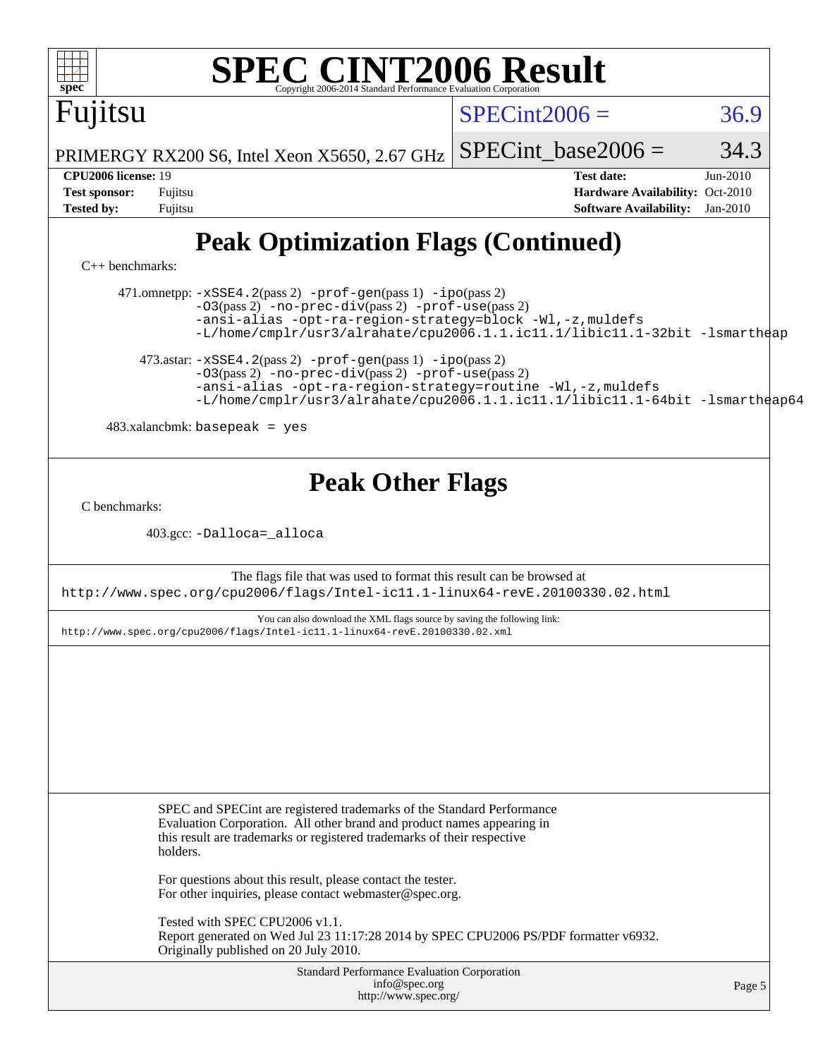# SPEC CINT2006 Result

Copyright 2006-2014 Standard Performance Evaluation Corporation

Fujitsu

PRIMERGY RX200 S6, Intel Xeon X5650, 2.67 GHz

SPECint2006 = 36.9

SPECint_base2006 = 34.3

**CPU2006 license:** 19
**Test sponsor:** Fujitsu
**Tested by:** Fujitsu

**Test date:** Jun-2010
**Hardware Availability:** Oct-2010
**Software Availability:** Jan-2010

## Peak Optimization Flags (Continued)

C++ benchmarks:

471.omnetpp: `-xSSE4.2`(pass 2) `-prof-gen`(pass 1) `-ipo`(pass 2) `-O3`(pass 2) `-no-prec-div`(pass 2) `-prof-use`(pass 2) `-ansi-alias` `-opt-ra-region-strategy=block` `-Wl,-z,muldefs` `-L/home/cmplr/usr3/alrahate/cpu2006.1.1.ic11.1/libic11.1-32bit` `-lsmartheap`

473.astar: `-xSSE4.2`(pass 2) `-prof-gen`(pass 1) `-ipo`(pass 2) `-O3`(pass 2) `-no-prec-div`(pass 2) `-prof-use`(pass 2) `-ansi-alias` `-opt-ra-region-strategy=routine` `-Wl,-z,muldefs` `-L/home/cmplr/usr3/alrahate/cpu2006.1.1.ic11.1/libic11.1-64bit` `-lsmartheap64`

483.xalancbmk: `basepeak = yes`

## Peak Other Flags

C benchmarks:

403.gcc: `-Dalloca=_alloca`

The flags file that was used to format this result can be browsed at
http://www.spec.org/cpu2006/flags/Intel-ic11.1-linux64-revE.20100330.02.html

You can also download the XML flags source by saving the following link:
http://www.spec.org/cpu2006/flags/Intel-ic11.1-linux64-revE.20100330.02.xml

SPEC and SPECint are registered trademarks of the Standard Performance Evaluation Corporation. All other brand and product names appearing in this result are trademarks or registered trademarks of their respective holders.

For questions about this result, please contact the tester.
For other inquiries, please contact webmaster@spec.org.

Tested with SPEC CPU2006 v1.1.
Report generated on Wed Jul 23 11:17:28 2014 by SPEC CPU2006 PS/PDF formatter v6932.
Originally published on 20 July 2010.

Standard Performance Evaluation Corporation
info@spec.org
http://www.spec.org/